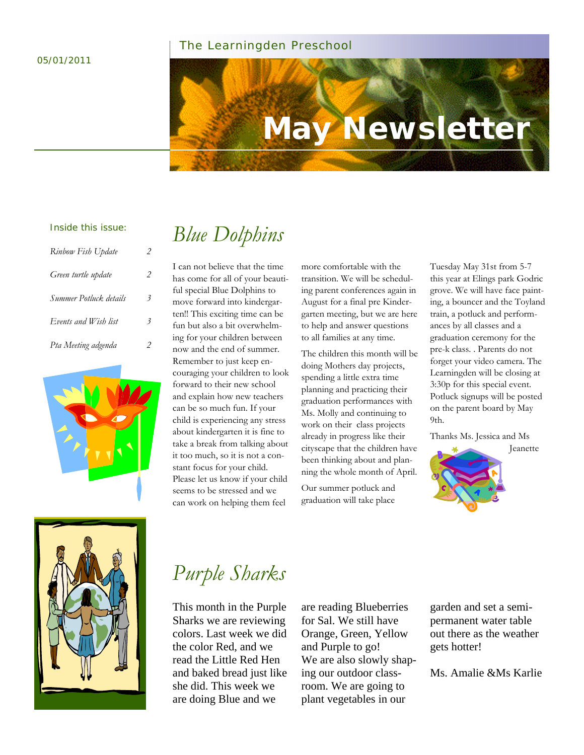05/01/2011

The Learningden Preschool

# May Newsletter

**Inside this issue:**

| | |
|---|---|
| *Rinbow Fish Update* | *2* |
| *Green turtle update* | *2* |
| *Summer Potluck details* | *3* |
| *Events and Wish list* | *3* |
| *Pta Meeting adgenda* | *2* |

## *Blue Dolphins*

I can not believe that the time has come for all of your beautiful special Blue Dolphins to move forward into kindergarten!! This exciting time can be fun but also a bit overwhelming for your children between now and the end of summer. Remember to just keep encouraging your children to look forward to their new school and explain how new teachers can be so much fun. If your child is experiencing any stress about kindergarten it is fine to take a break from talking about it too much, so it is not a constant focus for your child. Please let us know if your child seems to be stressed and we can work on helping them feel more comfortable with the transition. We will be scheduling parent conferences again in August for a final pre Kindergarten meeting, but we are here to help and answer questions to all families at any time.

The children this month will be doing Mothers day projects, spending a little extra time planning and practicing their graduation performances with Ms. Molly and continuing to work on their class projects already in progress like their cityscape that the children have been thinking about and planning the whole month of April.

Our summer potluck and graduation will take place Tuesday May 31st from 5-7 this year at Elings park Godric grove. We will have face painting, a bouncer and the Toyland train, a potluck and performances by all classes and a graduation ceremony for the pre-k class. . Parents do not forget your video camera. The Learningden will be closing at 3:30p for this special event. Potluck signups will be posted on the parent board by May 9th.

Thanks Ms. Jessica and Ms Jeanette

## *Purple Sharks*

This month in the Purple Sharks we are reviewing colors. Last week we did the color Red, and we read the Little Red Hen and baked bread just like she did. This week we are doing Blue and we are reading Blueberries for Sal. We still have Orange, Green, Yellow and Purple to go!
We are also slowly shaping our outdoor classroom. We are going to plant vegetables in our garden and set a semi-permanent water table out there as the weather gets hotter!

Ms. Amalie &Ms Karlie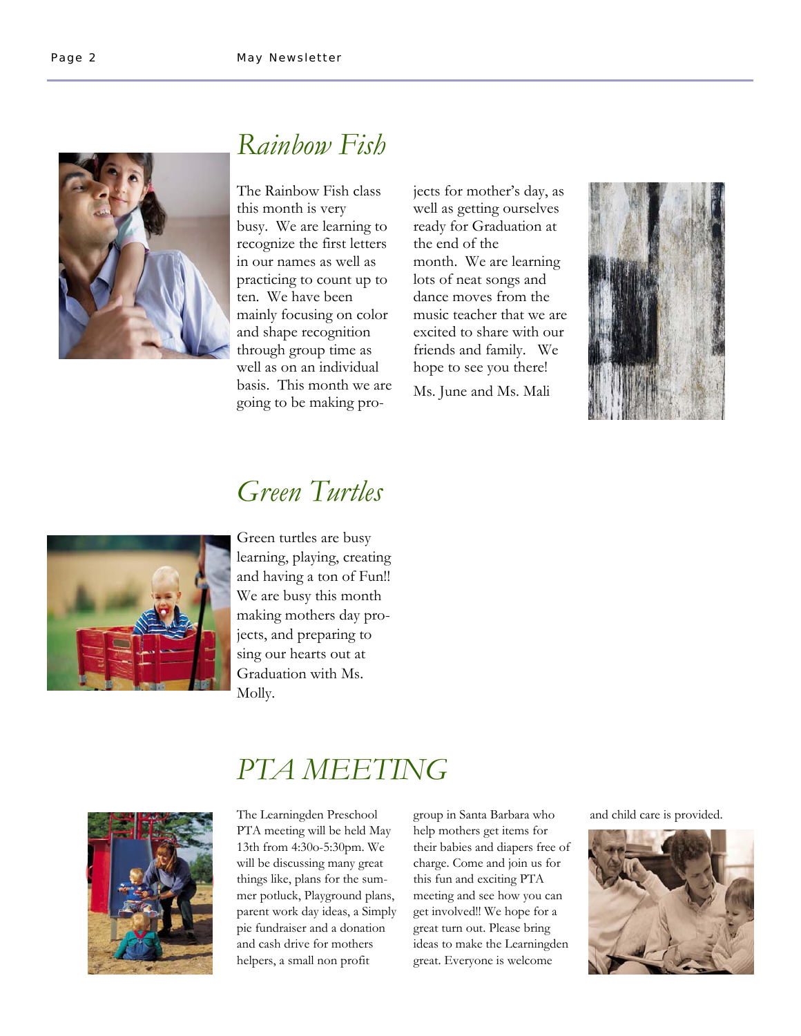## *Rainbow Fish*

The Rainbow Fish class this month is very busy. We are learning to recognize the first letters in our names as well as practicing to count up to ten. We have been mainly focusing on color and shape recognition through group time as well as on an individual basis. This month we are going to be making projects for mother's day, as well as getting ourselves ready for Graduation at the end of the month. We are learning lots of neat songs and dance moves from the music teacher that we are excited to share with our friends and family. We hope to see you there!

Ms. June and Ms. Mali

## *Green Turtles*

Green turtles are busy learning, playing, creating and having a ton of Fun!! We are busy this month making mothers day projects, and preparing to sing our hearts out at Graduation with Ms. Molly.

## *PTA MEETING*

The Learningden Preschool PTA meeting will be held May 13th from 4:30o-5:30pm. We will be discussing many great things like, plans for the summer potluck, Playground plans, parent work day ideas, a Simply pie fundraiser and a donation and cash drive for mothers helpers, a small non profit group in Santa Barbara who help mothers get items for their babies and diapers free of charge. Come and join us for this fun and exciting PTA meeting and see how you can get involved!! We hope for a great turn out. Please bring ideas to make the Learningden great. Everyone is welcome and child care is provided.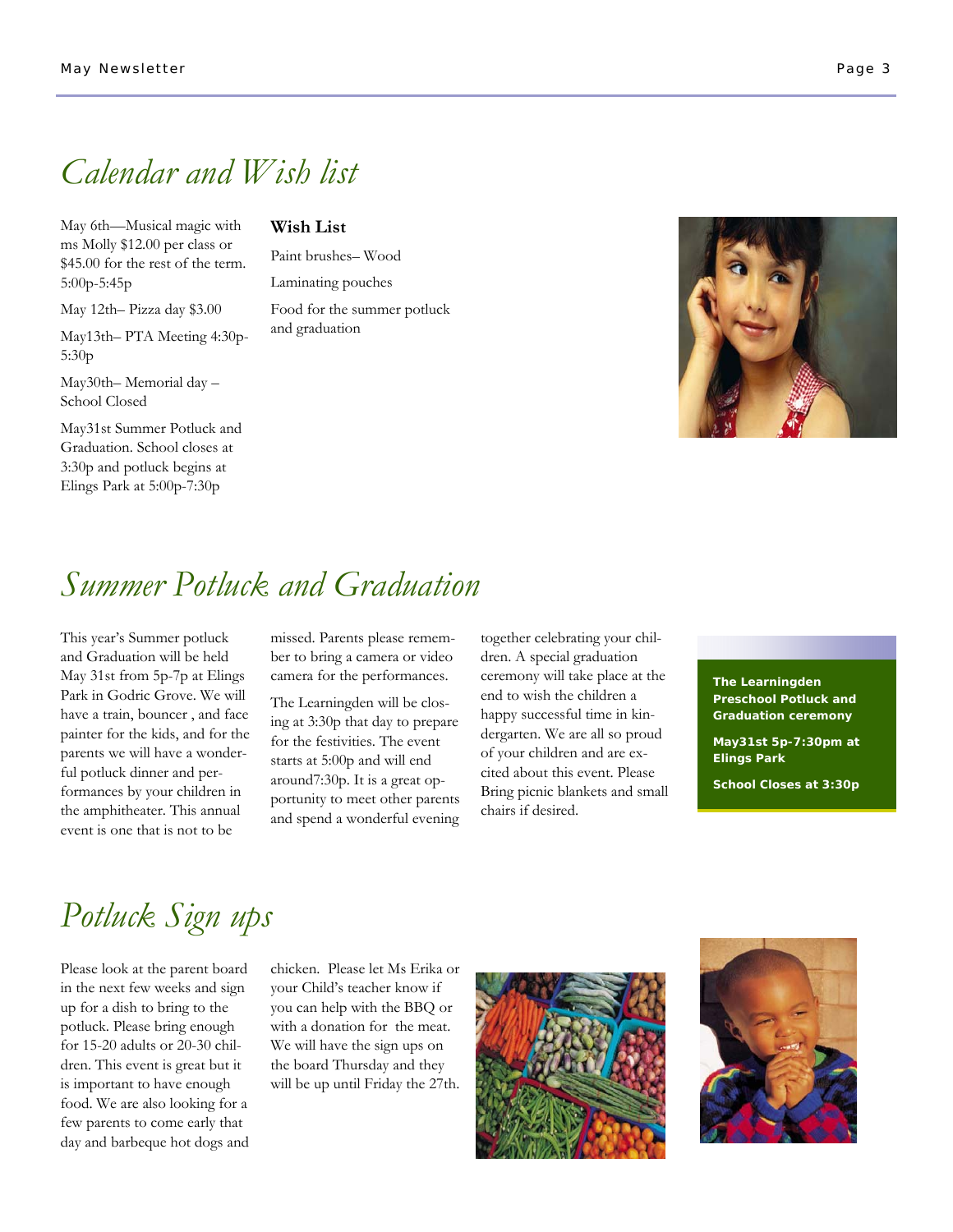# Calendar and Wish list

May 6th—Musical magic with ms Molly $12.00 per class or $45.00 for the rest of the term. 5:00p-5:45p

May 12th– Pizza day $3.00

May13th– PTA Meeting 4:30p-5:30p

May30th– Memorial day – School Closed

May31st Summer Potluck and Graduation. School closes at 3:30p and potluck begins at Elings Park at 5:00p-7:30p

**Wish List**

Paint brushes– Wood

Laminating pouches

Food for the summer potluck and graduation

# Summer Potluck and Graduation

This year's Summer potluck and Graduation will be held May 31st from 5p-7p at Elings Park in Godric Grove. We will have a train, bouncer , and face painter for the kids, and for the parents we will have a wonderful potluck dinner and performances by your children in the amphitheater. This annual event is one that is not to be missed. Parents please remember to bring a camera or video camera for the performances.

The Learningden will be closing at 3:30p that day to prepare for the festivities. The event starts at 5:00p and will end around7:30p. It is a great opportunity to meet other parents and spend a wonderful evening together celebrating your children. A special graduation ceremony will take place at the end to wish the children a happy successful time in kindergarten. We are all so proud of your children and are excited about this event. Please Bring picnic blankets and small chairs if desired.

**The Learningden Preschool Potluck and Graduation ceremony**

**May31st 5p-7:30pm at Elings Park**

**School Closes at 3:30p**

# Potluck Sign ups

Please look at the parent board in the next few weeks and sign up for a dish to bring to the potluck. Please bring enough for 15-20 adults or 20-30 children. This event is great but it is important to have enough food. We are also looking for a few parents to come early that day and barbeque hot dogs and chicken. Please let Ms Erika or your Child's teacher know if you can help with the BBQ or with a donation for the meat. We will have the sign ups on the board Thursday and they will be up until Friday the 27th.